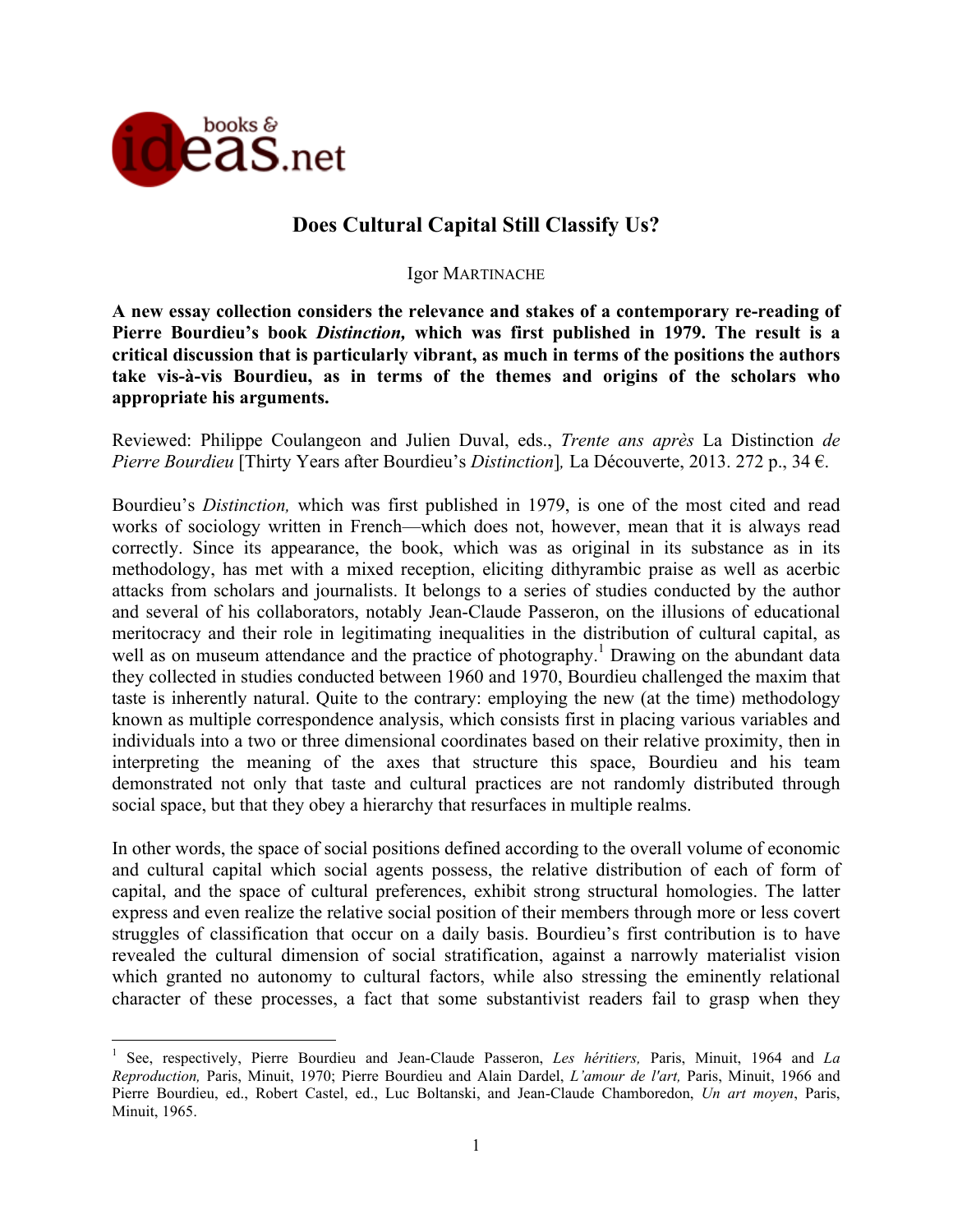# Does Cultural Capital Still Classify Us?

Igor MARTINACHE

**A new essay collection considers the relevance and stakes of a contemporary re-reading of Pierre Bourdieu's book *Distinction,* which was first published in 1979. The result is a critical discussion that is particularly vibrant, as much in terms of the positions the authors take vis-à-vis Bourdieu, as in terms of the themes and origins of the scholars who appropriate his arguments.**

Reviewed: Philippe Coulangeon and Julien Duval, eds., *Trente ans après* La Distinction *de Pierre Bourdieu* [Thirty Years after Bourdieu's *Distinction*]*,* La Découverte, 2013. 272 p., 34 €.

Bourdieu's *Distinction,* which was first published in 1979, is one of the most cited and read works of sociology written in French—which does not, however, mean that it is always read correctly. Since its appearance, the book, which was as original in its substance as in its methodology, has met with a mixed reception, eliciting dithyrambic praise as well as acerbic attacks from scholars and journalists. It belongs to a series of studies conducted by the author and several of his collaborators, notably Jean-Claude Passeron, on the illusions of educational meritocracy and their role in legitimating inequalities in the distribution of cultural capital, as well as on museum attendance and the practice of photography.[1] Drawing on the abundant data they collected in studies conducted between 1960 and 1970, Bourdieu challenged the maxim that taste is inherently natural. Quite to the contrary: employing the new (at the time) methodology known as multiple correspondence analysis, which consists first in placing various variables and individuals into a two or three dimensional coordinates based on their relative proximity, then in interpreting the meaning of the axes that structure this space, Bourdieu and his team demonstrated not only that taste and cultural practices are not randomly distributed through social space, but that they obey a hierarchy that resurfaces in multiple realms.

In other words, the space of social positions defined according to the overall volume of economic and cultural capital which social agents possess, the relative distribution of each of form of capital, and the space of cultural preferences, exhibit strong structural homologies. The latter express and even realize the relative social position of their members through more or less covert struggles of classification that occur on a daily basis. Bourdieu's first contribution is to have revealed the cultural dimension of social stratification, against a narrowly materialist vision which granted no autonomy to cultural factors, while also stressing the eminently relational character of these processes, a fact that some substantivist readers fail to grasp when they

[1] See, respectively, Pierre Bourdieu and Jean-Claude Passeron, *Les héritiers,* Paris, Minuit, 1964 and *La Reproduction,* Paris, Minuit, 1970; Pierre Bourdieu and Alain Dardel, *L'amour de l'art,* Paris, Minuit, 1966 and Pierre Bourdieu, ed., Robert Castel, ed., Luc Boltanski, and Jean-Claude Chamboredon, *Un art moyen*, Paris, Minuit, 1965.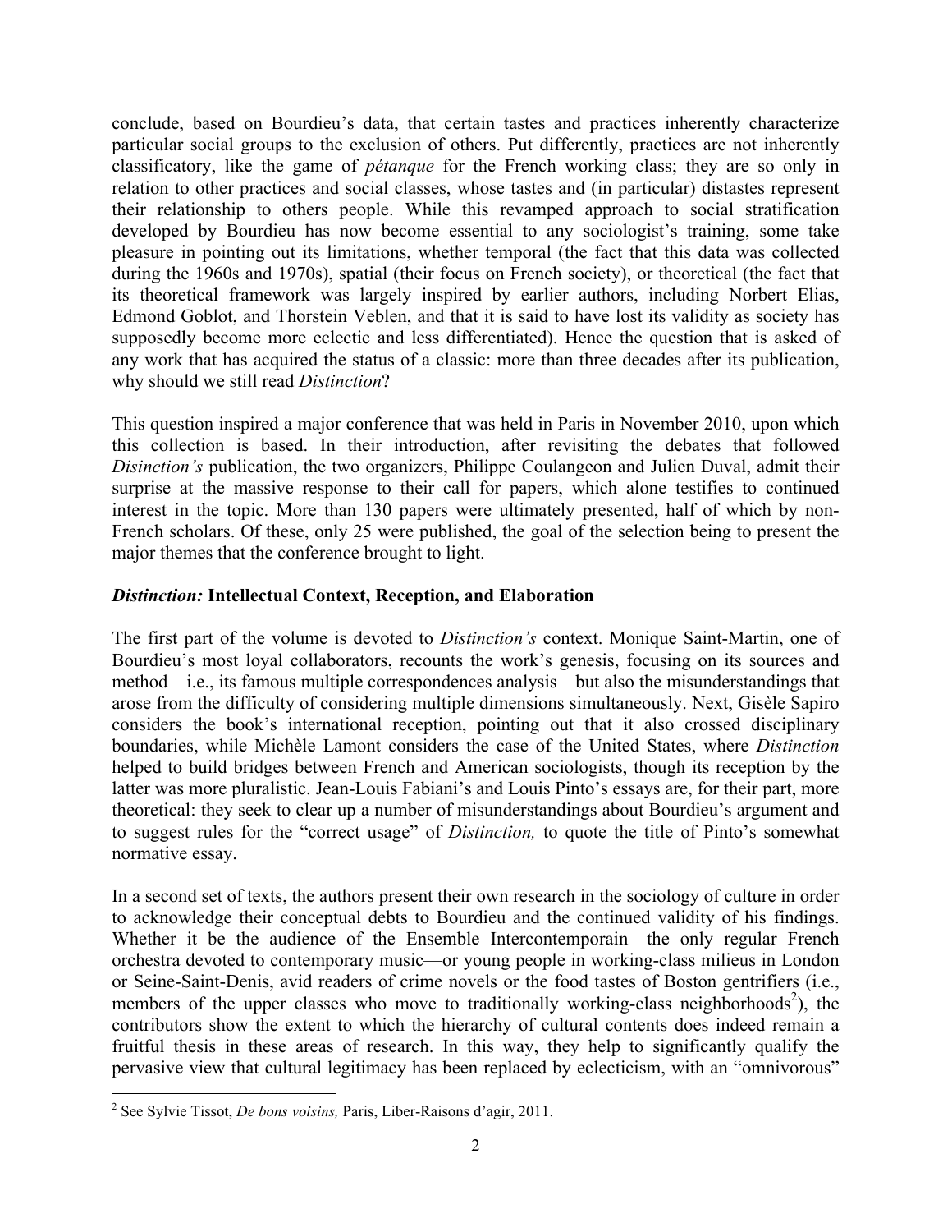conclude, based on Bourdieu's data, that certain tastes and practices inherently characterize particular social groups to the exclusion of others. Put differently, practices are not inherently classificatory, like the game of *pétanque* for the French working class; they are so only in relation to other practices and social classes, whose tastes and (in particular) distastes represent their relationship to others people. While this revamped approach to social stratification developed by Bourdieu has now become essential to any sociologist's training, some take pleasure in pointing out its limitations, whether temporal (the fact that this data was collected during the 1960s and 1970s), spatial (their focus on French society), or theoretical (the fact that its theoretical framework was largely inspired by earlier authors, including Norbert Elias, Edmond Goblot, and Thorstein Veblen, and that it is said to have lost its validity as society has supposedly become more eclectic and less differentiated). Hence the question that is asked of any work that has acquired the status of a classic: more than three decades after its publication, why should we still read *Distinction*?

This question inspired a major conference that was held in Paris in November 2010, upon which this collection is based. In their introduction, after revisiting the debates that followed *Disinction's* publication, the two organizers, Philippe Coulangeon and Julien Duval, admit their surprise at the massive response to their call for papers, which alone testifies to continued interest in the topic. More than 130 papers were ultimately presented, half of which by non-French scholars. Of these, only 25 were published, the goal of the selection being to present the major themes that the conference brought to light.

## *Distinction:* Intellectual Context, Reception, and Elaboration

The first part of the volume is devoted to *Distinction's* context. Monique Saint-Martin, one of Bourdieu's most loyal collaborators, recounts the work's genesis, focusing on its sources and method—i.e., its famous multiple correspondences analysis—but also the misunderstandings that arose from the difficulty of considering multiple dimensions simultaneously. Next, Gisèle Sapiro considers the book's international reception, pointing out that it also crossed disciplinary boundaries, while Michèle Lamont considers the case of the United States, where *Distinction* helped to build bridges between French and American sociologists, though its reception by the latter was more pluralistic. Jean-Louis Fabiani's and Louis Pinto's essays are, for their part, more theoretical: they seek to clear up a number of misunderstandings about Bourdieu's argument and to suggest rules for the "correct usage" of *Distinction,* to quote the title of Pinto's somewhat normative essay.

In a second set of texts, the authors present their own research in the sociology of culture in order to acknowledge their conceptual debts to Bourdieu and the continued validity of his findings. Whether it be the audience of the Ensemble Intercontemporain—the only regular French orchestra devoted to contemporary music—or young people in working-class milieus in London or Seine-Saint-Denis, avid readers of crime novels or the food tastes of Boston gentrifiers (i.e., members of the upper classes who move to traditionally working-class neighborhoods[2]), the contributors show the extent to which the hierarchy of cultural contents does indeed remain a fruitful thesis in these areas of research. In this way, they help to significantly qualify the pervasive view that cultural legitimacy has been replaced by eclecticism, with an "omnivorous"

---

[2] See Sylvie Tissot, *De bons voisins,* Paris, Liber-Raisons d'agir, 2011.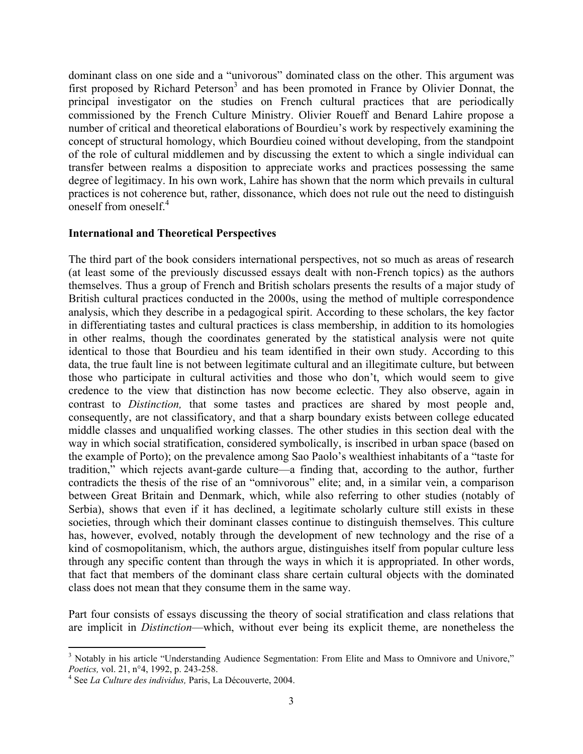dominant class on one side and a "univorous" dominated class on the other. This argument was first proposed by Richard Peterson[3] and has been promoted in France by Olivier Donnat, the principal investigator on the studies on French cultural practices that are periodically commissioned by the French Culture Ministry. Olivier Roueff and Benard Lahire propose a number of critical and theoretical elaborations of Bourdieu's work by respectively examining the concept of structural homology, which Bourdieu coined without developing, from the standpoint of the role of cultural middlemen and by discussing the extent to which a single individual can transfer between realms a disposition to appreciate works and practices possessing the same degree of legitimacy. In his own work, Lahire has shown that the norm which prevails in cultural practices is not coherence but, rather, dissonance, which does not rule out the need to distinguish oneself from oneself.[4]

**International and Theoretical Perspectives**

The third part of the book considers international perspectives, not so much as areas of research (at least some of the previously discussed essays dealt with non-French topics) as the authors themselves. Thus a group of French and British scholars presents the results of a major study of British cultural practices conducted in the 2000s, using the method of multiple correspondence analysis, which they describe in a pedagogical spirit. According to these scholars, the key factor in differentiating tastes and cultural practices is class membership, in addition to its homologies in other realms, though the coordinates generated by the statistical analysis were not quite identical to those that Bourdieu and his team identified in their own study. According to this data, the true fault line is not between legitimate cultural and an illegitimate culture, but between those who participate in cultural activities and those who don't, which would seem to give credence to the view that distinction has now become eclectic. They also observe, again in contrast to *Distinction,* that some tastes and practices are shared by most people and, consequently, are not classificatory, and that a sharp boundary exists between college educated middle classes and unqualified working classes. The other studies in this section deal with the way in which social stratification, considered symbolically, is inscribed in urban space (based on the example of Porto); on the prevalence among Sao Paolo's wealthiest inhabitants of a "taste for tradition," which rejects avant-garde culture—a finding that, according to the author, further contradicts the thesis of the rise of an "omnivorous" elite; and, in a similar vein, a comparison between Great Britain and Denmark, which, while also referring to other studies (notably of Serbia), shows that even if it has declined, a legitimate scholarly culture still exists in these societies, through which their dominant classes continue to distinguish themselves. This culture has, however, evolved, notably through the development of new technology and the rise of a kind of cosmopolitanism, which, the authors argue, distinguishes itself from popular culture less through any specific content than through the ways in which it is appropriated. In other words, that fact that members of the dominant class share certain cultural objects with the dominated class does not mean that they consume them in the same way.

Part four consists of essays discussing the theory of social stratification and class relations that are implicit in *Distinction*—which, without ever being its explicit theme, are nonetheless the

---

[3] Notably in his article "Understanding Audience Segmentation: From Elite and Mass to Omnivore and Univore," *Poetics,* vol. 21, n°4, 1992, p. 243-258.

[4] See *La Culture des individus,* Paris, La Découverte, 2004.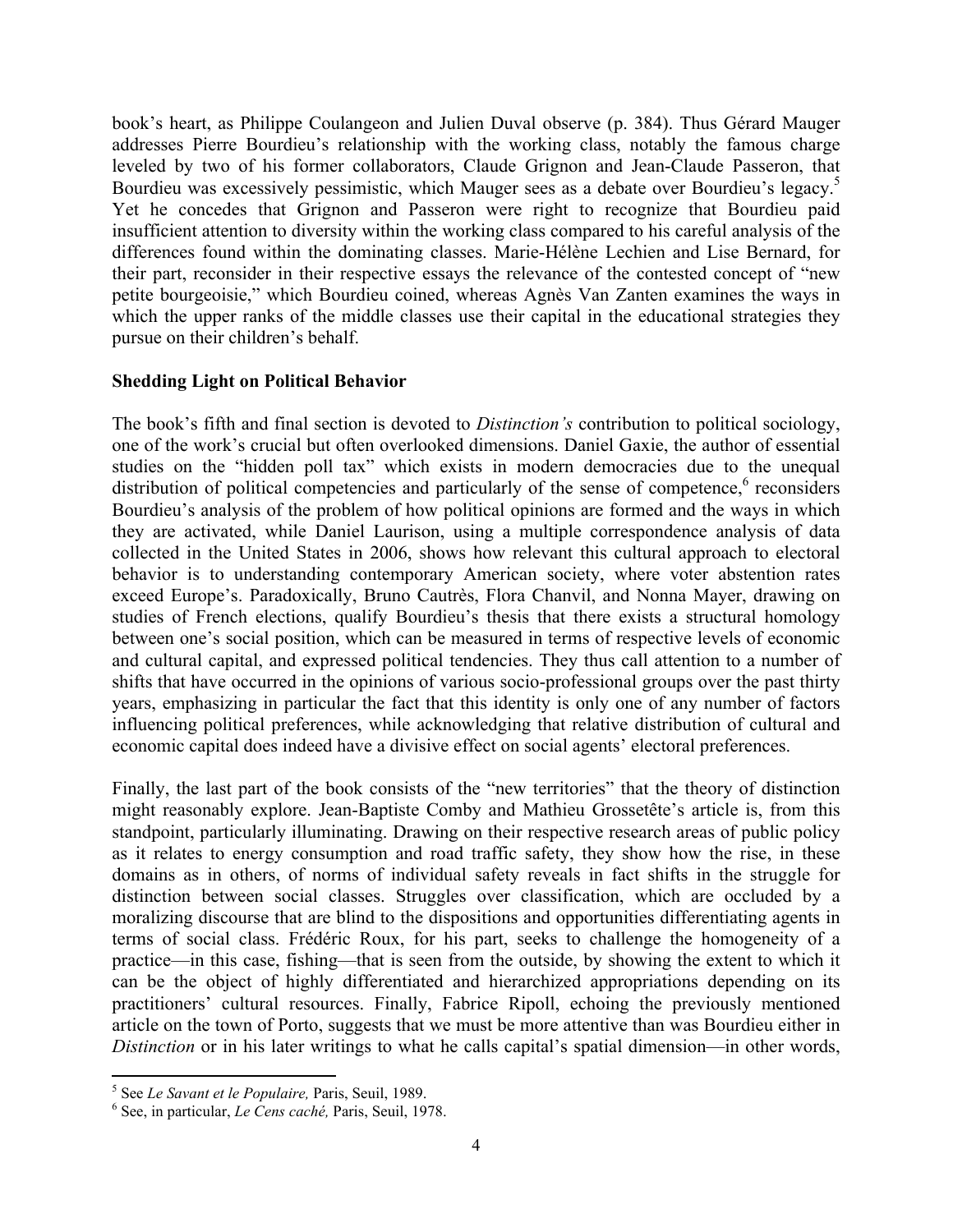book's heart, as Philippe Coulangeon and Julien Duval observe (p. 384). Thus Gérard Mauger addresses Pierre Bourdieu's relationship with the working class, notably the famous charge leveled by two of his former collaborators, Claude Grignon and Jean-Claude Passeron, that Bourdieu was excessively pessimistic, which Mauger sees as a debate over Bourdieu's legacy.[5] Yet he concedes that Grignon and Passeron were right to recognize that Bourdieu paid insufficient attention to diversity within the working class compared to his careful analysis of the differences found within the dominating classes. Marie-Hélène Lechien and Lise Bernard, for their part, reconsider in their respective essays the relevance of the contested concept of "new petite bourgeoisie," which Bourdieu coined, whereas Agnès Van Zanten examines the ways in which the upper ranks of the middle classes use their capital in the educational strategies they pursue on their children's behalf.

**Shedding Light on Political Behavior**

The book's fifth and final section is devoted to *Distinction's* contribution to political sociology, one of the work's crucial but often overlooked dimensions. Daniel Gaxie, the author of essential studies on the "hidden poll tax" which exists in modern democracies due to the unequal distribution of political competencies and particularly of the sense of competence,[6] reconsiders Bourdieu's analysis of the problem of how political opinions are formed and the ways in which they are activated, while Daniel Laurison, using a multiple correspondence analysis of data collected in the United States in 2006, shows how relevant this cultural approach to electoral behavior is to understanding contemporary American society, where voter abstention rates exceed Europe's. Paradoxically, Bruno Cautrès, Flora Chanvil, and Nonna Mayer, drawing on studies of French elections, qualify Bourdieu's thesis that there exists a structural homology between one's social position, which can be measured in terms of respective levels of economic and cultural capital, and expressed political tendencies. They thus call attention to a number of shifts that have occurred in the opinions of various socio-professional groups over the past thirty years, emphasizing in particular the fact that this identity is only one of any number of factors influencing political preferences, while acknowledging that relative distribution of cultural and economic capital does indeed have a divisive effect on social agents' electoral preferences.

Finally, the last part of the book consists of the "new territories" that the theory of distinction might reasonably explore. Jean-Baptiste Comby and Mathieu Grossetête's article is, from this standpoint, particularly illuminating. Drawing on their respective research areas of public policy as it relates to energy consumption and road traffic safety, they show how the rise, in these domains as in others, of norms of individual safety reveals in fact shifts in the struggle for distinction between social classes. Struggles over classification, which are occluded by a moralizing discourse that are blind to the dispositions and opportunities differentiating agents in terms of social class. Frédéric Roux, for his part, seeks to challenge the homogeneity of a practice—in this case, fishing—that is seen from the outside, by showing the extent to which it can be the object of highly differentiated and hierarchized appropriations depending on its practitioners' cultural resources. Finally, Fabrice Ripoll, echoing the previously mentioned article on the town of Porto, suggests that we must be more attentive than was Bourdieu either in *Distinction* or in his later writings to what he calls capital's spatial dimension—in other words,

---

[5] See *Le Savant et le Populaire,* Paris, Seuil, 1989.

[6] See, in particular, *Le Cens caché,* Paris, Seuil, 1978.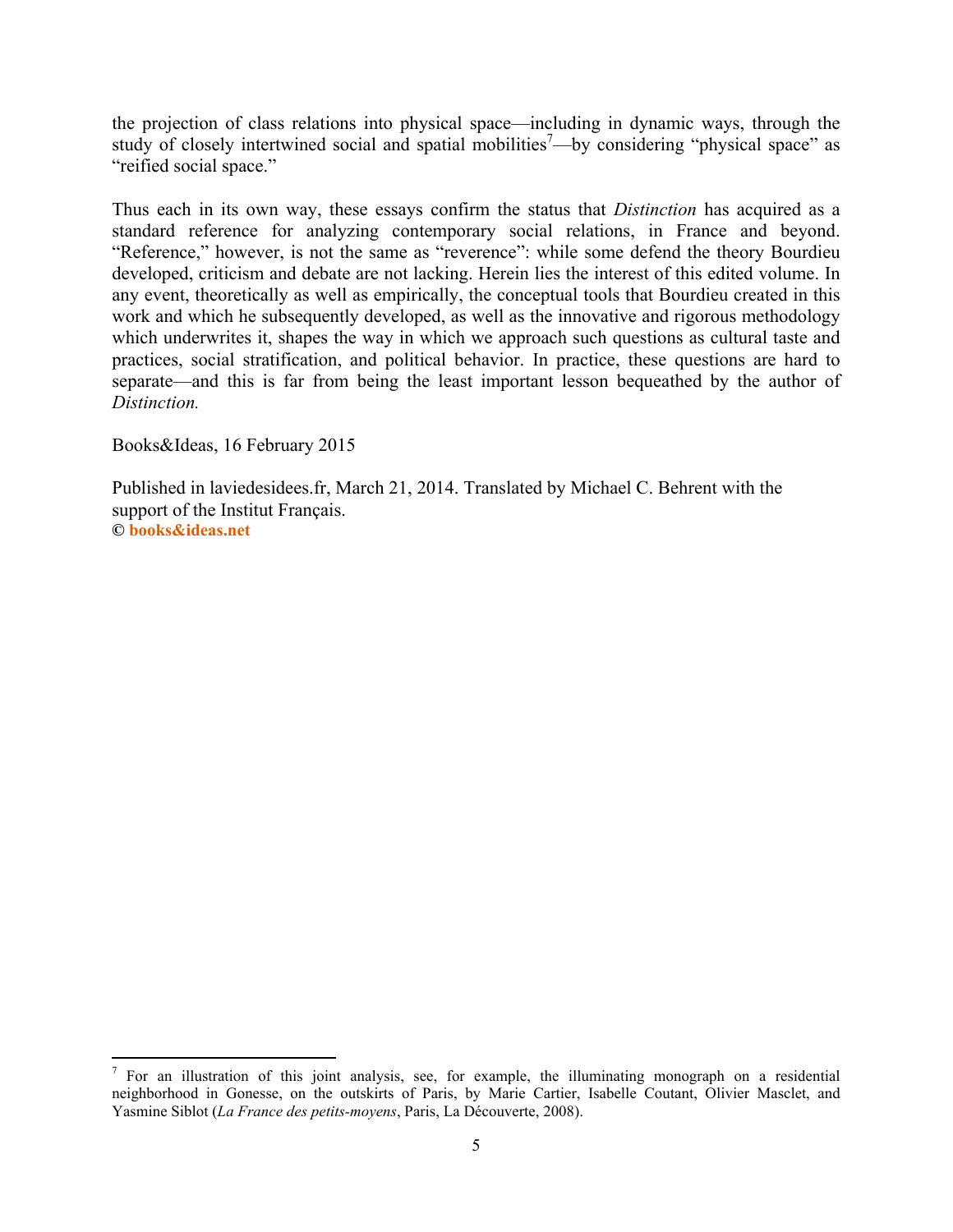the projection of class relations into physical space—including in dynamic ways, through the study of closely intertwined social and spatial mobilities[7]—by considering "physical space" as "reified social space."

Thus each in its own way, these essays confirm the status that *Distinction* has acquired as a standard reference for analyzing contemporary social relations, in France and beyond. "Reference," however, is not the same as "reverence": while some defend the theory Bourdieu developed, criticism and debate are not lacking. Herein lies the interest of this edited volume. In any event, theoretically as well as empirically, the conceptual tools that Bourdieu created in this work and which he subsequently developed, as well as the innovative and rigorous methodology which underwrites it, shapes the way in which we approach such questions as cultural taste and practices, social stratification, and political behavior. In practice, these questions are hard to separate—and this is far from being the least important lesson bequeathed by the author of *Distinction.*

Books&Ideas, 16 February 2015

Published in laviedesidees.fr, March 21, 2014. Translated by Michael C. Behrent with the support of the Institut Français.
**© books&ideas.net**

[7] For an illustration of this joint analysis, see, for example, the illuminating monograph on a residential neighborhood in Gonesse, on the outskirts of Paris, by Marie Cartier, Isabelle Coutant, Olivier Masclet, and Yasmine Siblot (*La France des petits-moyens*, Paris, La Découverte, 2008).